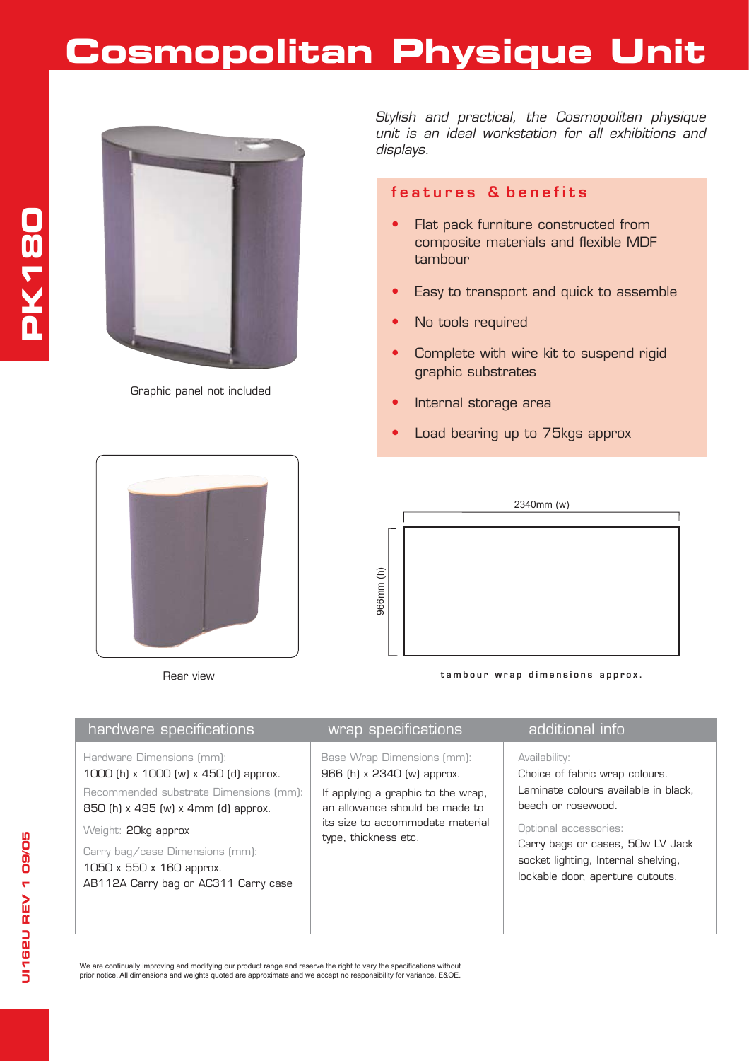# Cosmopolitan Physique Unit

PK180

Graphic panel not included

*Stylish and practical, the Cosmopolitan physique unit is an ideal workstation for all exhibitions and displays.*

## features & benefits

- Flat pack furniture constructed from composite materials and flexible MDF tambour
- Easy to transport and quick to assemble
- No tools required
- Complete with wire kit to suspend rigid graphic substrates
- Internal storage area
- Load bearing up to 75kgs approx

Rear view

2340mm (w)

966mm (h)

tambour wrap dimensions approx.

## hardware specifications

Hardware Dimensions (mm):
1000 (h) x 1000 (w) x 450 (d) approx.

Recommended substrate Dimensions (mm):
850 (h) x 495 (w) x 4mm (d) approx.

Weight: 20kg approx

Carry bag/case Dimensions (mm):
1050 x 550 x 160 approx.
AB112A Carry bag or AC311 Carry case

## wrap specifications

Base Wrap Dimensions (mm):
966 (h) x 2340 (w) approx.

If applying a graphic to the wrap, an allowance should be made to its size to accommodate material type, thickness etc.

## additional info

Availability:
Choice of fabric wrap colours.
Laminate colours available in black, beech or rosewood.

Optional accessories:
Carry bags or cases, 50w LV Jack socket lighting, Internal shelving, lockable door, aperture cutouts.

We are continually improving and modifying our product range and reserve the right to vary the specifications without prior notice. All dimensions and weights quoted are approximate and we accept no responsibility for variance. E&OE.

UI162U REV 1 09/05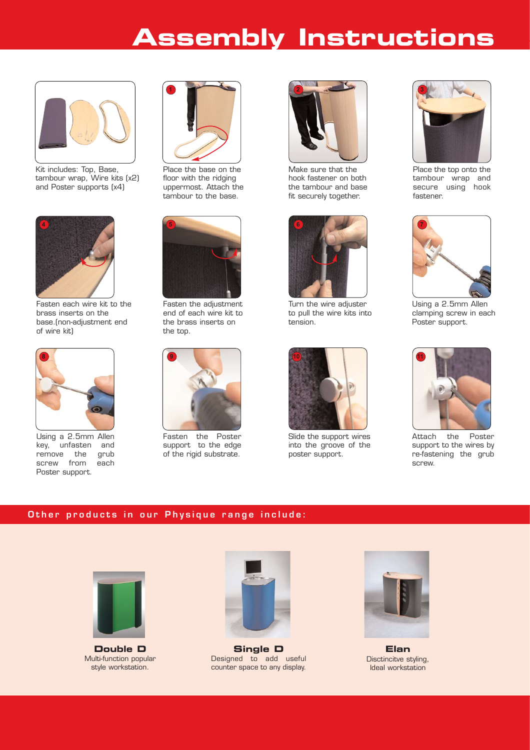# Assembly Instructions

Kit includes: Top, Base, tambour wrap, Wire kits (x2) and Poster supports (x4)

1 Place the base on the floor with the ridging uppermost. Attach the tambour to the base.

2 Make sure that the hook fastener on both the tambour and base fit securely together.

3 Place the top onto the tambour wrap and secure using hook fastener.

4 Fasten each wire kit to the brass inserts on the base.(non-adjustment end of wire kit)

5 Fasten the adjustment end of each wire kit to the brass inserts on the top.

6 Turn the wire adjuster to pull the wire kits into tension.

7 Using a 2.5mm Allen clamping screw in each Poster support.

8 Using a 2.5mm Allen key, unfasten and remove the grub screw from each Poster support.

9 Fasten the Poster support to the edge of the rigid substrate.

10 Slide the support wires into the groove of the poster support.

11 Attach the Poster support to the wires by re-fastening the grub screw.

## Other products in our Physique range include:

**Double D**
Multi-function popular style workstation.

**Single D**
Designed to add useful counter space to any display.

**Elan**
Disctincitve styling, Ideal workstation